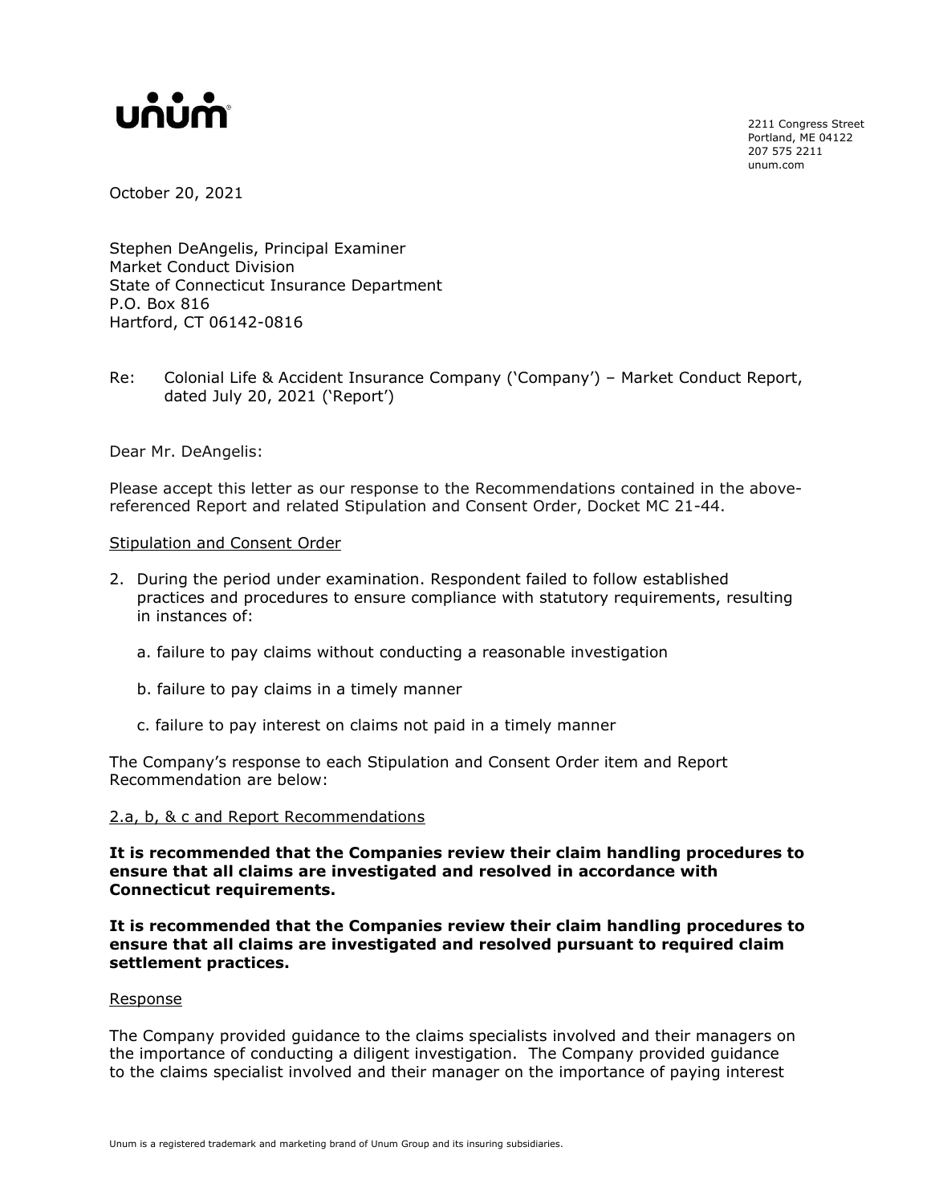unum

2211 Congress Street
Portland, ME 04122
207 575 2211
unum.com

October 20, 2021

Stephen DeAngelis, Principal Examiner
Market Conduct Division
State of Connecticut Insurance Department
P.O. Box 816
Hartford, CT 06142-0816

Re: Colonial Life & Accident Insurance Company ('Company') – Market Conduct Report, dated July 20, 2021 ('Report')

Dear Mr. DeAngelis:

Please accept this letter as our response to the Recommendations contained in the above-referenced Report and related Stipulation and Consent Order, Docket MC 21-44.

Stipulation and Consent Order

2. During the period under examination. Respondent failed to follow established practices and procedures to ensure compliance with statutory requirements, resulting in instances of:

   a. failure to pay claims without conducting a reasonable investigation

   b. failure to pay claims in a timely manner

   c. failure to pay interest on claims not paid in a timely manner

The Company's response to each Stipulation and Consent Order item and Report Recommendation are below:

2.a, b, & c and Report Recommendations

**It is recommended that the Companies review their claim handling procedures to ensure that all claims are investigated and resolved in accordance with Connecticut requirements.**

**It is recommended that the Companies review their claim handling procedures to ensure that all claims are investigated and resolved pursuant to required claim settlement practices.**

Response

The Company provided guidance to the claims specialists involved and their managers on the importance of conducting a diligent investigation. The Company provided guidance to the claims specialist involved and their manager on the importance of paying interest

Unum is a registered trademark and marketing brand of Unum Group and its insuring subsidiaries.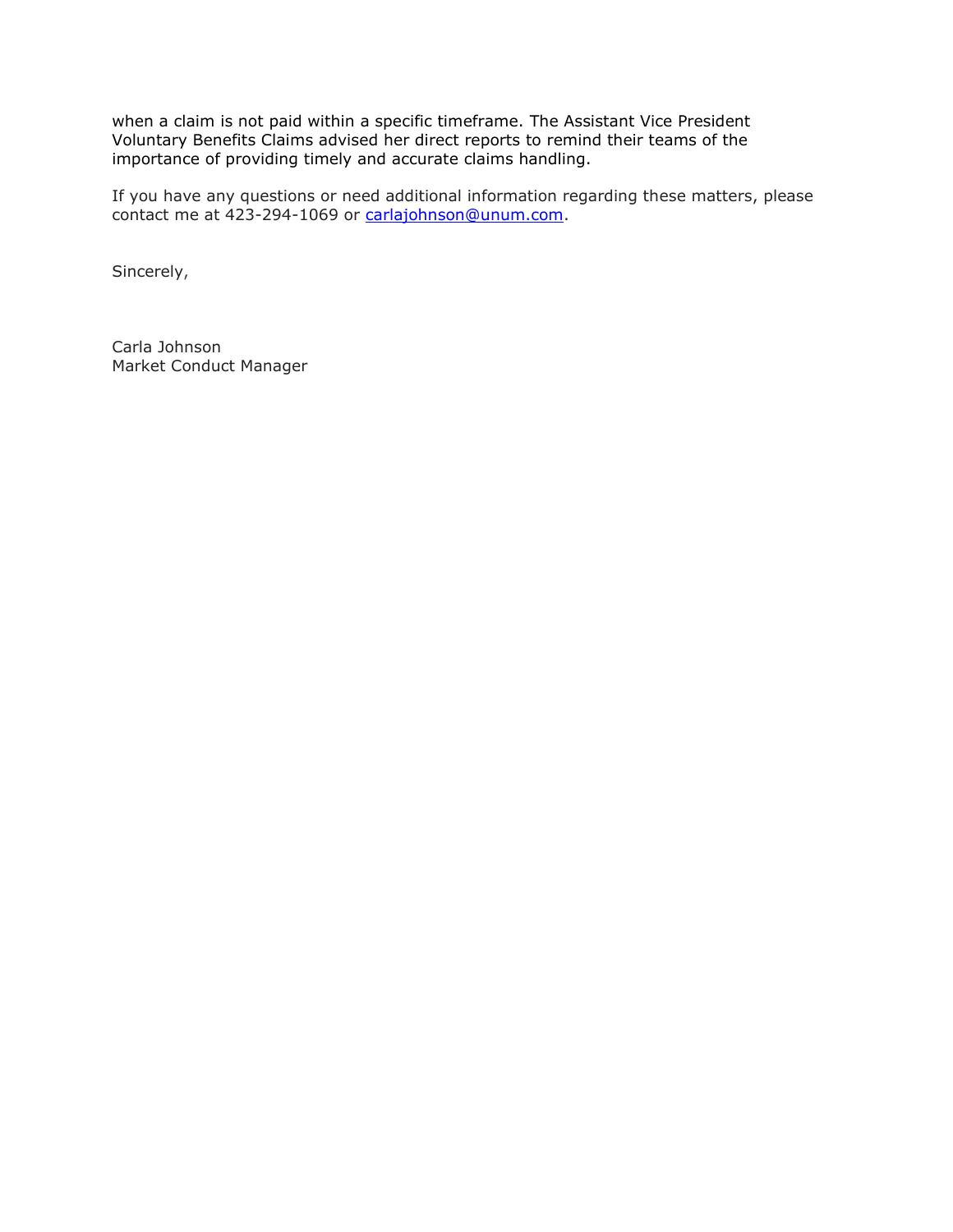when a claim is not paid within a specific timeframe. The Assistant Vice President Voluntary Benefits Claims advised her direct reports to remind their teams of the importance of providing timely and accurate claims handling.

If you have any questions or need additional information regarding these matters, please contact me at 423-294-1069 or carlajohnson@unum.com.

Sincerely,

Carla Johnson
Market Conduct Manager